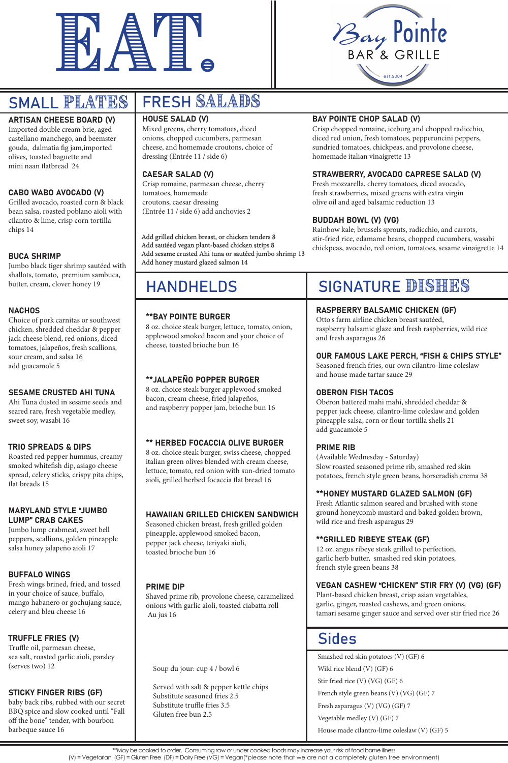# EAT.

Bay Pointe BAR & GRILLE
est.2004

## SMALL PLATES

**ARTISAN CHEESE BOARD (V)**
Imported double cream brie, aged castellano manchego, and beemster gouda, dalmatia fig jam,imported olives, toasted baguette and mini naan flatbread 24

**CABO WABO AVOCADO (V)**
Grilled avocado, roasted corn & black bean salsa, roasted poblano aioli with cilantro & lime, crisp corn tortilla chips 14

**BUCA SHRIMP**
Jumbo black tiger shrimp sautéed with shallots, tomato, premium sambuca, butter, cream, clover honey 19

**NACHOS**
Choice of pork carnitas or southwest chicken, shredded cheddar & pepper jack cheese blend, red onions, diced tomatoes, jalapeños, fresh scallions, sour cream, and salsa 16
add guacamole 5

**SESAME CRUSTED AHI TUNA**
Ahi Tuna dusted in sesame seeds and seared rare, fresh vegetable medley, sweet soy, wasabi 16

**TRIO SPREADS & DIPS**
Roasted red pepper hummus, creamy smoked whitefish dip, asiago cheese spread, celery sticks, crispy pita chips, flat breads 15

**MARYLAND STYLE "JUMBO LUMP" CRAB CAKES**
Jumbo lump crabmeat, sweet bell peppers, scallions, golden pineapple salsa honey jalapeño aioli 17

**BUFFALO WINGS**
Fresh wings brined, fried, and tossed in your choice of sauce, buffalo, mango habanero or gochujang sauce, celery and bleu cheese 16

**TRUFFLE FRIES (V)**
Truffle oil, parmesan cheese, sea salt, roasted garlic aioli, parsley (serves two) 12

**STICKY FINGER RIBS (GF)**
baby back ribs, rubbed with our secret BBQ spice and slow cooked until "Fall off the bone" tender, with bourbon barbeque sauce 16

## FRESH SALADS

**HOUSE SALAD (V)**
Mixed greens, cherry tomatoes, diced onions, chopped cucumbers, parmesan cheese, and homemade croutons, choice of dressing (Entrée 11 / side 6)

**CAESAR SALAD (V)**
Crisp romaine, parmesan cheese, cherry tomatoes, homemade croutons, caesar dressing (Entrée 11 / side 6) add anchovies 2

Add grilled chicken breast, or chicken tenders 8
Add sautéed vegan plant-based chicken strips 8
Add sesame crusted Ahi tuna or sautéed jumbo shrimp 13
Add honey mustard glazed salmon 14

**BAY POINTE CHOP SALAD (V)**
Crisp chopped romaine, iceburg and chopped radicchio, diced red onion, fresh tomatoes, pepperoncini peppers, sundried tomatoes, chickpeas, and provolone cheese, homemade italian vinaigrette 13

**STRAWBERRY, AVOCADO CAPRESE SALAD (V)**
Fresh mozzarella, cherry tomatoes, diced avocado, fresh strawberries, mixed greens with extra virgin olive oil and aged balsamic reduction 13

**BUDDAH BOWL (V) (VG)**
Rainbow kale, brussels sprouts, radicchio, and carrots, stir-fried rice, edamame beans, chopped cucumbers, wasabi chickpeas, avocado, red onion, tomatoes, sesame vinaigrette 14

## HANDHELDS

**\*\*BAY POINTE BURGER**
8 oz. choice steak burger, lettuce, tomato, onion, applewood smoked bacon and your choice of cheese, toasted brioche bun 16

**\*\*JALAPEÑO POPPER BURGER**
8 oz. choice steak burger applewood smoked bacon, cream cheese, fried jalapeños, and raspberry popper jam, brioche bun 16

**\*\* HERBED FOCACCIA OLIVE BURGER**
8 oz. choice steak burger, swiss cheese, chopped italian green olives blended with cream cheese, lettuce, tomato, red onion with sun-dried tomato aioli, grilled herbed focaccia flat bread 16

**HAWAIIAN GRILLED CHICKEN SANDWICH**
Seasoned chicken breast, fresh grilled golden pineapple, applewood smoked bacon, pepper jack cheese, teriyaki aioli, toasted brioche bun 16

**PRIME DIP**
Shaved prime rib, provolone cheese, caramelized onions with garlic aioli, toasted ciabatta roll Au jus 16

Soup du jour: cup 4 / bowl 6

Served with salt & pepper kettle chips
Substitute seasoned fries 2.5
Substitute truffle fries 3.5
Gluten free bun 2.5

## SIGNATURE DISHES

**RASPBERRY BALSAMIC CHICKEN (GF)**
Otto's farm airline chicken breast sautéed, raspberry balsamic glaze and fresh raspberries, wild rice and fresh asparagus 26

**OUR FAMOUS LAKE PERCH, "FISH & CHIPS STYLE"**
Seasoned french fries, our own cilantro-lime coleslaw and house made tartar sauce 29

**OBERON FISH TACOS**
Oberon battered mahi mahi, shredded cheddar & pepper jack cheese, cilantro-lime coleslaw and golden pineapple salsa, corn or flour tortilla shells 21
add guacamole 5

**PRIME RIB**
(Available Wednesday - Saturday)
Slow roasted seasoned prime rib, smashed red skin potatoes, french style green beans, horseradish crema 38

**\*\*HONEY MUSTARD GLAZED SALMON (GF)**
Fresh Atlantic salmon seared and brushed with stone ground honeycomb mustard and baked golden brown, wild rice and fresh asparagus 29

**\*\*GRILLED RIBEYE STEAK (GF)**
12 oz. angus ribeye steak grilled to perfection, garlic herb butter, smashed red skin potatoes, french style green beans 38

**VEGAN CASHEW "CHICKEN" STIR FRY (V) (VG) (GF)**
Plant-based chicken breast, crisp asian vegetables, garlic, ginger, roasted cashews, and green onions, tamari sesame ginger sauce and served over stir fried rice 26

## Sides

Smashed red skin potatoes (V) (GF) 6
Wild rice blend (V) (GF) 6
Stir fried rice (V) (VG) (GF) 6
French style green beans (V) (VG) (GF) 7
Fresh asparagus (V) (VG) (GF) 7
Vegetable medley (V) (GF) 7
House made cilantro-lime coleslaw (V) (GF) 5

\*\*May be cooked to order. Consuming raw or under cooked foods may increase your risk of food borne illness
(V) = Vegetarian (GF) = Gluten Free (DF) = Dairy Free (VG) = Vegan(*please note that we are not a completely gluten free environment)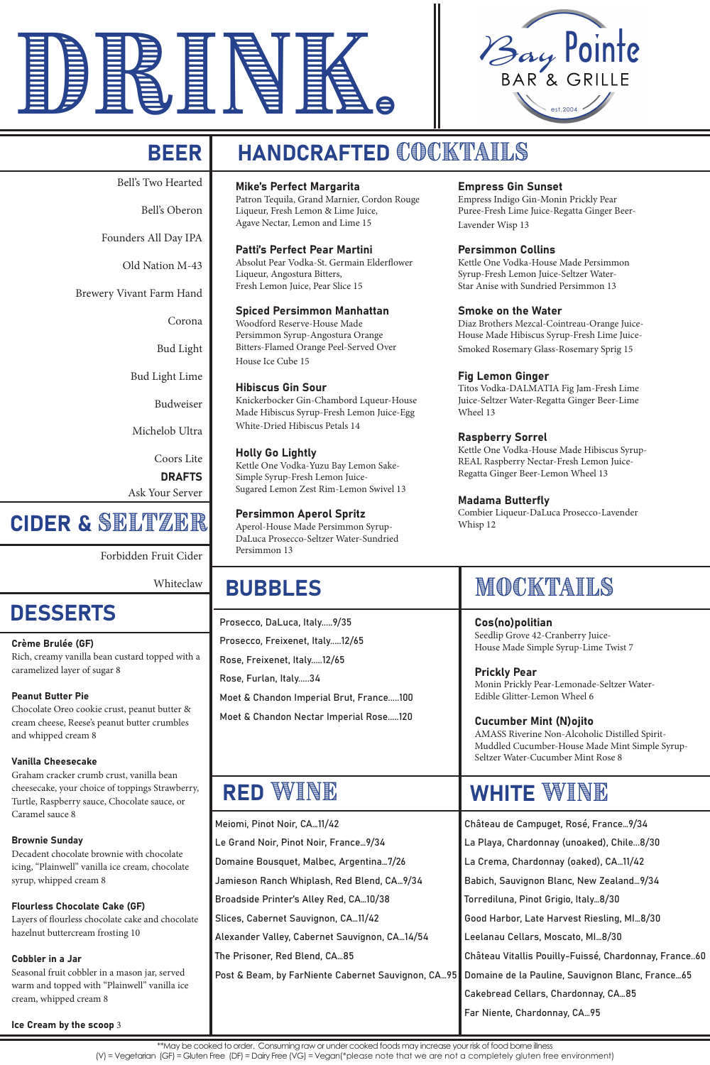# DRINK.

Bay Pointe BAR & GRILLE est.2004

## BEER

Bell's Two Hearted

Bell's Oberon

Founders All Day IPA

Old Nation M-43

Brewery Vivant Farm Hand

Corona

Bud Light

Bud Light Lime

Budweiser

Michelob Ultra

Coors Lite

**DRAFTS**

Ask Your Server

## CIDER & SELTZER

Forbidden Fruit Cider

Whiteclaw

## DESSERTS

**Crème Brulée (GF)**
Rich, creamy vanilla bean custard topped with a caramelized layer of sugar 8

**Peanut Butter Pie**
Chocolate Oreo cookie crust, peanut butter & cream cheese, Reese's peanut butter crumbles and whipped cream 8

**Vanilla Cheesecake**
Graham cracker crumb crust, vanilla bean cheesecake, your choice of toppings Strawberry, Turtle, Raspberry sauce, Chocolate sauce, or Caramel sauce 8

**Brownie Sunday**
Decadent chocolate brownie with chocolate icing, "Plainwell" vanilla ice cream, chocolate syrup, whipped cream 8

**Flourless Chocolate Cake (GF)**
Layers of flourless chocolate cake and chocolate hazelnut buttercream frosting 10

**Cobbler in a Jar**
Seasonal fruit cobbler in a mason jar, served warm and topped with "Plainwell" vanilla ice cream, whipped cream 8

**Ice Cream by the scoop** 3

## HANDCRAFTED COCKTAILS

**Mike's Perfect Margarita**
Patron Tequila, Grand Marnier, Cordon Rouge Liqueur, Fresh Lemon & Lime Juice, Agave Nectar, Lemon and Lime 15

**Patti's Perfect Pear Martini**
Absolut Pear Vodka-St. Germain Elderflower Liqueur, Angostura Bitters, Fresh Lemon Juice, Pear Slice 15

**Spiced Persimmon Manhattan**
Woodford Reserve-House Made Persimmon Syrup-Angostura Orange Bitters-Flamed Orange Peel-Served Over House Ice Cube 15

**Hibiscus Gin Sour**
Knickerbocker Gin-Chambord Lqueur-House Made Hibiscus Syrup-Fresh Lemon Juice-Egg White-Dried Hibiscus Petals 14

**Holly Go Lightly**
Kettle One Vodka-Yuzu Bay Lemon Sake-Simple Syrup-Fresh Lemon Juice-Sugared Lemon Zest Rim-Lemon Swivel 13

**Persimmon Aperol Spritz**
Aperol-House Made Persimmon Syrup-DaLuca Prosecco-Seltzer Water-Sundried Persimmon 13

**Empress Gin Sunset**
Empress Indigo Gin-Monin Prickly Pear Puree-Fresh Lime Juice-Regatta Ginger Beer-Lavender Wisp 13

**Persimmon Collins**
Kettle One Vodka-House Made Persimmon Syrup-Fresh Lemon Juice-Seltzer Water-Star Anise with Sundried Persimmon 13

**Smoke on the Water**
Diaz Brothers Mezcal-Cointreau-Orange Juice-House Made Hibiscus Syrup-Fresh Lime Juice-Smoked Rosemary Glass-Rosemary Sprig 15

**Fig Lemon Ginger**
Titos Vodka-DALMATIA Fig Jam-Fresh Lime Juice-Seltzer Water-Regatta Ginger Beer-Lime Wheel 13

**Raspberry Sorrel**
Kettle One Vodka-House Made Hibiscus Syrup-REAL Raspberry Nectar-Fresh Lemon Juice-Regatta Ginger Beer-Lemon Wheel 13

**Madama Butterfly**
Combier Liqueur-DaLuca Prosecco-Lavender Whisp 12

## BUBBLES

Prosecco, DaLuca, Italy.....9/35

Prosecco, Freixenet, Italy.....12/65

Rose, Freixenet, Italy.....12/65

Rose, Furlan, Italy.....34

Moet & Chandon Imperial Brut, France.....100

Moet & Chandon Nectar Imperial Rose.....120

## MOCKTAILS

**Cos(no)politian**
Seedlip Grove 42-Cranberry Juice-House Made Simple Syrup-Lime Twist 7

**Prickly Pear**
Monin Prickly Pear-Lemonade-Seltzer Water-Edible Glitter-Lemon Wheel 6

**Cucumber Mint (N)ojito**
AMASS Riverine Non-Alcoholic Distilled Spirit-Muddled Cucumber-House Made Mint Simple Syrup-Seltzer Water-Cucumber Mint Rose 8

## RED WINE

Meiomi, Pinot Noir, CA...11/42

Le Grand Noir, Pinot Noir, France...9/34

Domaine Bousquet, Malbec, Argentina...7/26

Jamieson Ranch Whiplash, Red Blend, CA...9/34

Broadside Printer's Alley Red, CA...10/38

Slices, Cabernet Sauvignon, CA...11/42

Alexander Valley, Cabernet Sauvignon, CA...14/54

The Prisoner, Red Blend, CA...85

Post & Beam, by FarNiente Cabernet Sauvignon, CA...95

## WHITE WINE

Château de Campuget, Rosé, France...9/34

La Playa, Chardonnay (unoaked), Chile...8/30

La Crema, Chardonnay (oaked), CA...11/42

Babich, Sauvignon Blanc, New Zealand...9/34

Torrediluna, Pinot Grigio, Italy...8/30

Good Harbor, Late Harvest Riesling, MI...8/30

Leelanau Cellars, Moscato, MI...8/30

Château Vitallis Pouilly-Fuissé, Chardonnay, France...60

Domaine de la Pauline, Sauvignon Blanc, France...65

Cakebread Cellars, Chardonnay, CA...85

Far Niente, Chardonnay, CA...95

**May be cooked to order. Consuming raw or under cooked foods may increase your risk of food borne illness
(V) = Vegetarian (GF) = Gluten Free (DF) = Dairy Free (VG) = Vegan(*please note that we are not a completely gluten free environment)